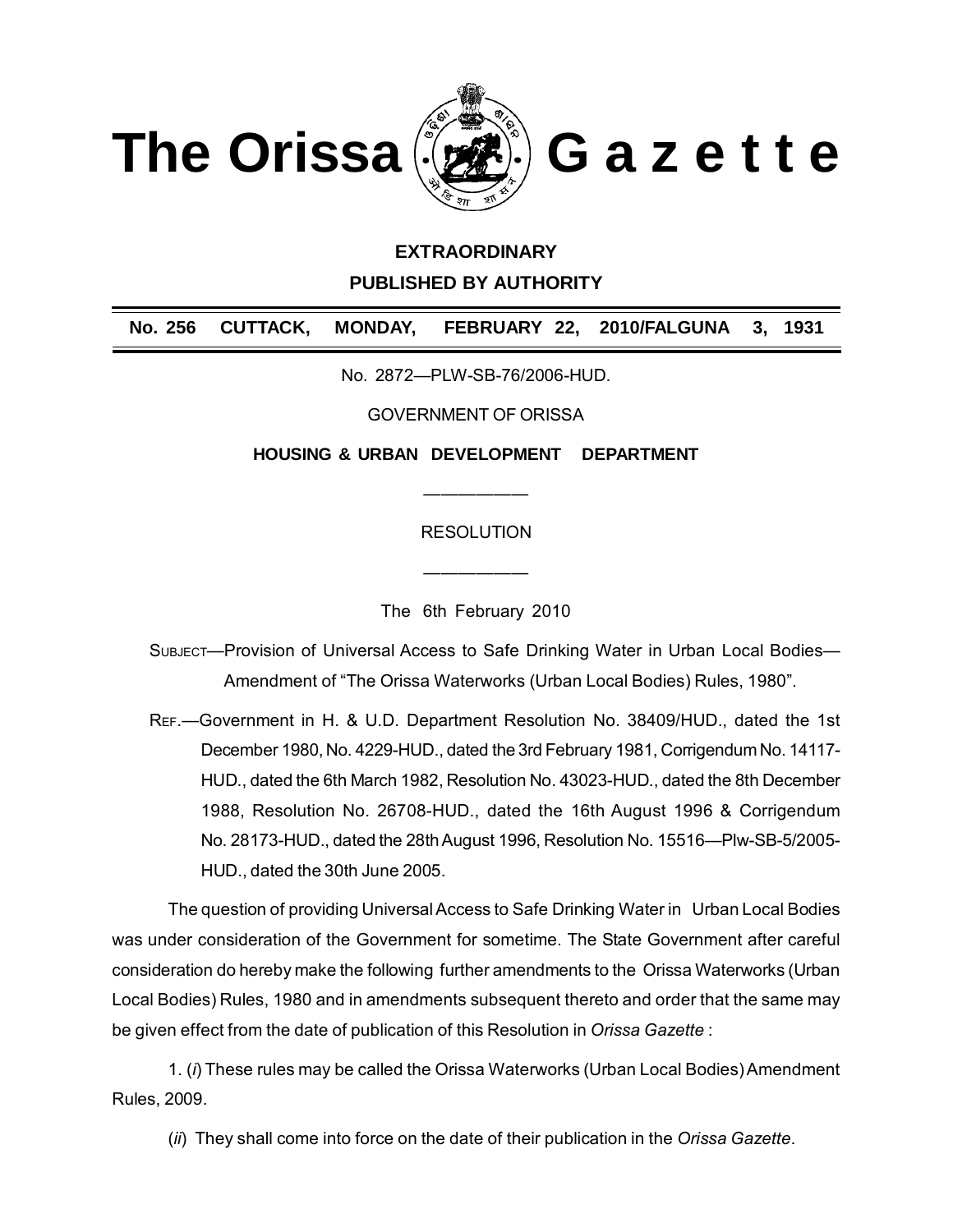# The Orissa Gazette

**EXTRAORDINARY**

**PUBLISHED BY AUTHORITY**

**No. 256 CUTTACK, MONDAY, FEBRUARY 22, 2010/FALGUNA 3, 1931**

No. 2872—PLW-SB-76/2006-HUD.

GOVERNMENT OF ORISSA

**HOUSING & URBAN DEVELOPMENT DEPARTMENT**

RESOLUTION

The 6th February 2010

SUBJECT—Provision of Universal Access to Safe Drinking Water in Urban Local Bodies— Amendment of "The Orissa Waterworks (Urban Local Bodies) Rules, 1980".

REF.—Government in H. & U.D. Department Resolution No. 38409/HUD., dated the 1st December 1980, No. 4229-HUD., dated the 3rd February 1981, Corrigendum No. 14117-HUD., dated the 6th March 1982, Resolution No. 43023-HUD., dated the 8th December 1988, Resolution No. 26708-HUD., dated the 16th August 1996 & Corrigendum No. 28173-HUD., dated the 28th August 1996, Resolution No. 15516—Plw-SB-5/2005-HUD., dated the 30th June 2005.

The question of providing Universal Access to Safe Drinking Water in Urban Local Bodies was under consideration of the Government for sometime. The State Government after careful consideration do hereby make the following further amendments to the Orissa Waterworks (Urban Local Bodies) Rules, 1980 and in amendments subsequent thereto and order that the same may be given effect from the date of publication of this Resolution in *Orissa Gazette* :

1. (*i*) These rules may be called the Orissa Waterworks (Urban Local Bodies) Amendment Rules, 2009.

(*ii*) They shall come into force on the date of their publication in the *Orissa Gazette*.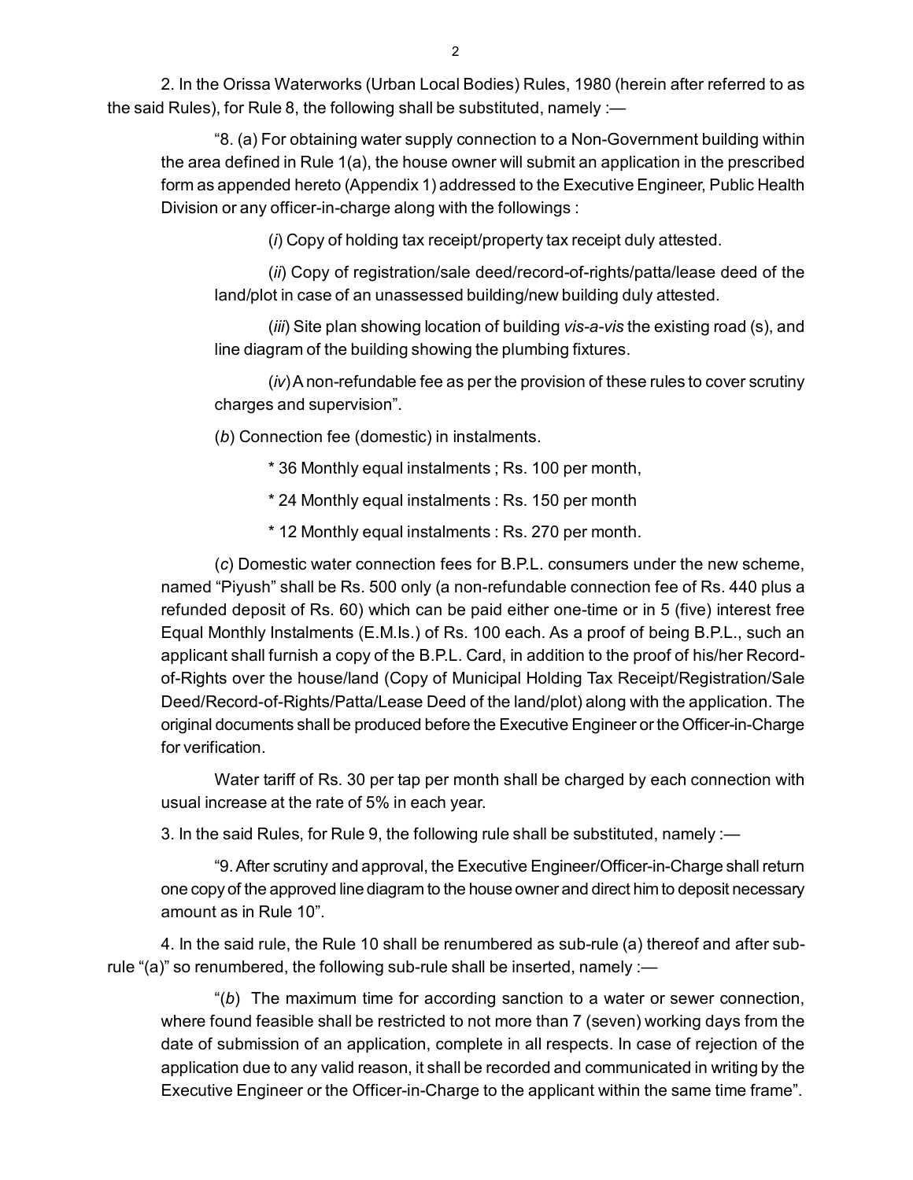2. In the Orissa Waterworks (Urban Local Bodies) Rules, 1980 (herein after referred to as the said Rules), for Rule 8, the following shall be substituted, namely :—

"8. (a) For obtaining water supply connection to a Non-Government building within the area defined in Rule 1(a), the house owner will submit an application in the prescribed form as appended hereto (Appendix 1) addressed to the Executive Engineer, Public Health Division or any officer-in-charge along with the followings :

(*i*) Copy of holding tax receipt/property tax receipt duly attested.

(*ii*) Copy of registration/sale deed/record-of-rights/patta/lease deed of the land/plot in case of an unassessed building/new building duly attested.

(*iii*) Site plan showing location of building *vis-a-vis* the existing road (s), and line diagram of the building showing the plumbing fixtures.

(*iv*) A non-refundable fee as per the provision of these rules to cover scrutiny charges and supervision".

(*b*) Connection fee (domestic) in instalments.

* 36 Monthly equal instalments ; Rs. 100 per month,

* 24 Monthly equal instalments : Rs. 150 per month

* 12 Monthly equal instalments : Rs. 270 per month.

(*c*) Domestic water connection fees for B.P.L. consumers under the new scheme, named "Piyush" shall be Rs. 500 only (a non-refundable connection fee of Rs. 440 plus a refunded deposit of Rs. 60) which can be paid either one-time or in 5 (five) interest free Equal Monthly Instalments (E.M.Is.) of Rs. 100 each. As a proof of being B.P.L., such an applicant shall furnish a copy of the B.P.L. Card, in addition to the proof of his/her Record-of-Rights over the house/land (Copy of Municipal Holding Tax Receipt/Registration/Sale Deed/Record-of-Rights/Patta/Lease Deed of the land/plot) along with the application. The original documents shall be produced before the Executive Engineer or the Officer-in-Charge for verification.

Water tariff of Rs. 30 per tap per month shall be charged by each connection with usual increase at the rate of 5% in each year.

3. In the said Rules, for Rule 9, the following rule shall be substituted, namely :—

"9. After scrutiny and approval, the Executive Engineer/Officer-in-Charge shall return one copy of the approved line diagram to the house owner and direct him to deposit necessary amount as in Rule 10".

4. In the said rule, the Rule 10 shall be renumbered as sub-rule (a) thereof and after sub-rule "(a)" so renumbered, the following sub-rule shall be inserted, namely :—

"(*b*) The maximum time for according sanction to a water or sewer connection, where found feasible shall be restricted to not more than 7 (seven) working days from the date of submission of an application, complete in all respects. In case of rejection of the application due to any valid reason, it shall be recorded and communicated in writing by the Executive Engineer or the Officer-in-Charge to the applicant within the same time frame".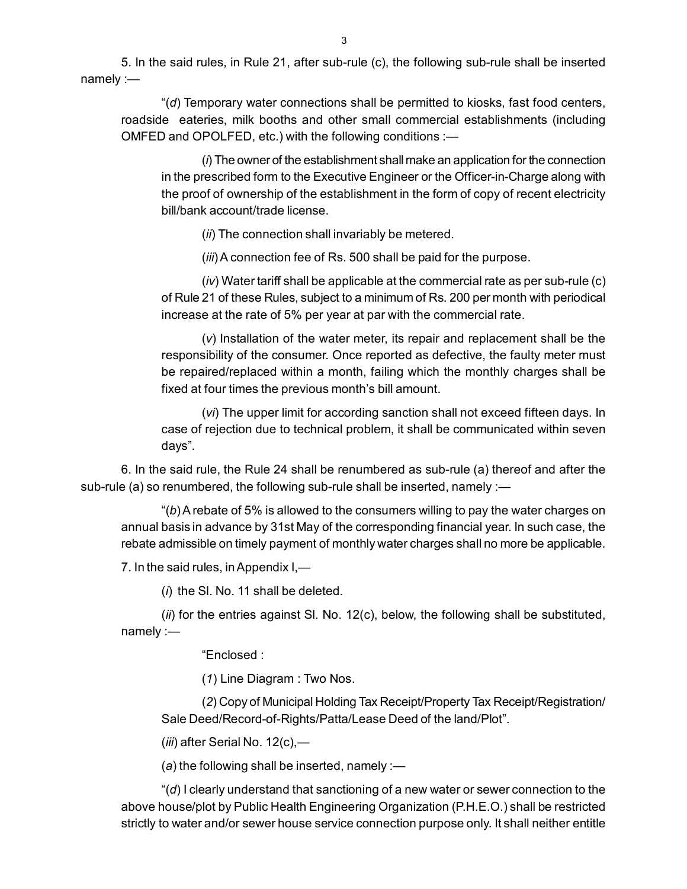5. In the said rules, in Rule 21, after sub-rule (c), the following sub-rule shall be inserted namely :—

"(*d*) Temporary water connections shall be permitted to kiosks, fast food centers, roadside eateries, milk booths and other small commercial establishments (including OMFED and OPOLFED, etc.) with the following conditions :—

(*i*) The owner of the establishment shall make an application for the connection in the prescribed form to the Executive Engineer or the Officer-in-Charge along with the proof of ownership of the establishment in the form of copy of recent electricity bill/bank account/trade license.

(*ii*) The connection shall invariably be metered.

(*iii*) A connection fee of Rs. 500 shall be paid for the purpose.

(*iv*) Water tariff shall be applicable at the commercial rate as per sub-rule (c) of Rule 21 of these Rules, subject to a minimum of Rs. 200 per month with periodical increase at the rate of 5% per year at par with the commercial rate.

(*v*) Installation of the water meter, its repair and replacement shall be the responsibility of the consumer. Once reported as defective, the faulty meter must be repaired/replaced within a month, failing which the monthly charges shall be fixed at four times the previous month's bill amount.

(*vi*) The upper limit for according sanction shall not exceed fifteen days. In case of rejection due to technical problem, it shall be communicated within seven days".

6. In the said rule, the Rule 24 shall be renumbered as sub-rule (a) thereof and after the sub-rule (a) so renumbered, the following sub-rule shall be inserted, namely :—

"(*b*) A rebate of 5% is allowed to the consumers willing to pay the water charges on annual basis in advance by 31st May of the corresponding financial year. In such case, the rebate admissible on timely payment of monthly water charges shall no more be applicable.

7. In the said rules, in Appendix I,—

(*i*) the Sl. No. 11 shall be deleted.

(*ii*) for the entries against Sl. No. 12(c), below, the following shall be substituted, namely :—

"Enclosed :

(*1*) Line Diagram : Two Nos.

(*2*) Copy of Municipal Holding Tax Receipt/Property Tax Receipt/Registration/ Sale Deed/Record-of-Rights/Patta/Lease Deed of the land/Plot".

(*iii*) after Serial No. 12(c),—

(*a*) the following shall be inserted, namely :—

"(*d*) I clearly understand that sanctioning of a new water or sewer connection to the above house/plot by Public Health Engineering Organization (P.H.E.O.) shall be restricted strictly to water and/or sewer house service connection purpose only. It shall neither entitle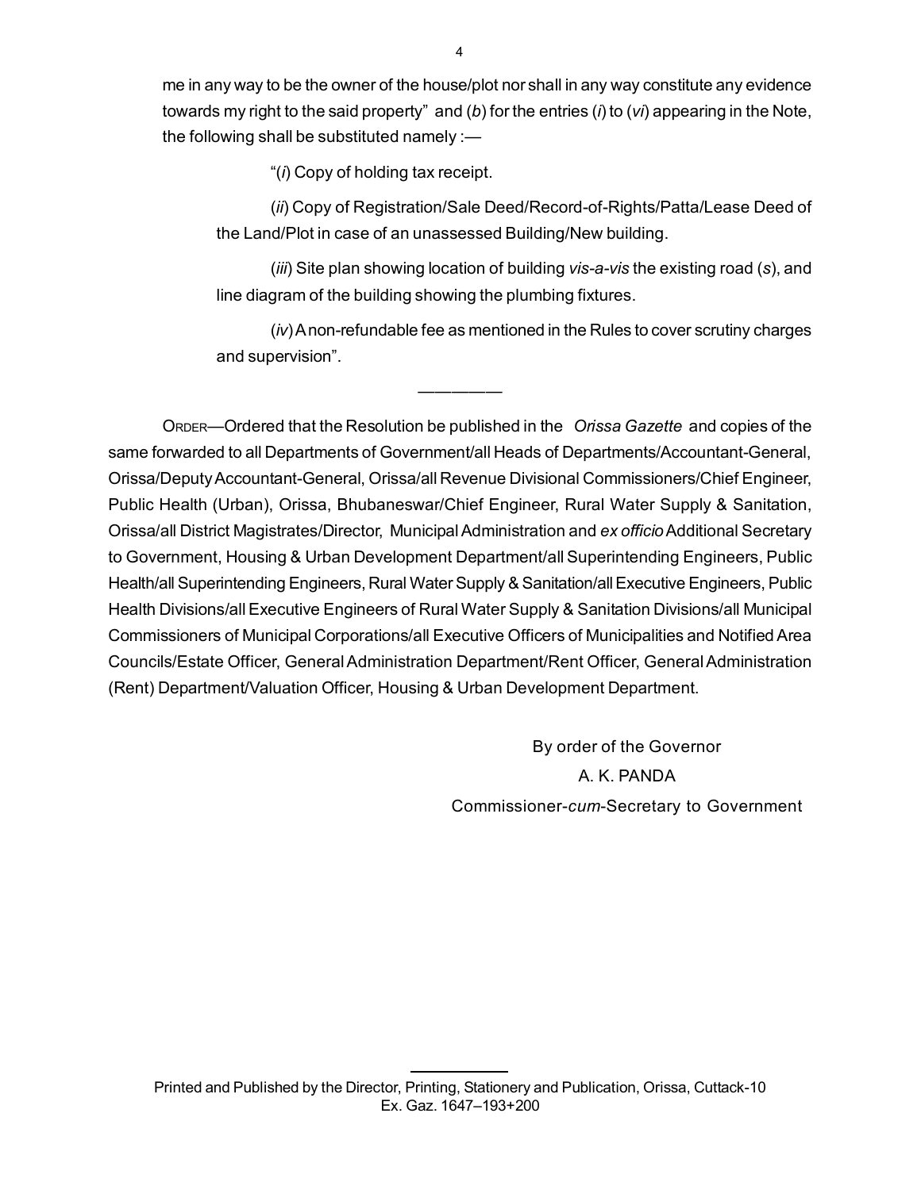me in any way to be the owner of the house/plot nor shall in any way constitute any evidence towards my right to the said property" and (*b*) for the entries (*i*) to (*vi*) appearing in the Note, the following shall be substituted namely :—

"(*i*) Copy of holding tax receipt.

(*ii*) Copy of Registration/Sale Deed/Record-of-Rights/Patta/Lease Deed of the Land/Plot in case of an unassessed Building/New building.

(*iii*) Site plan showing location of building *vis-a-vis* the existing road (*s*), and line diagram of the building showing the plumbing fixtures.

(*iv*) A non-refundable fee as mentioned in the Rules to cover scrutiny charges and supervision".

————

ORDER—Ordered that the Resolution be published in the *Orissa Gazette* and copies of the same forwarded to all Departments of Government/all Heads of Departments/Accountant-General, Orissa/Deputy Accountant-General, Orissa/all Revenue Divisional Commissioners/Chief Engineer, Public Health (Urban), Orissa, Bhubaneswar/Chief Engineer, Rural Water Supply & Sanitation, Orissa/all District Magistrates/Director, Municipal Administration and *ex officio* Additional Secretary to Government, Housing & Urban Development Department/all Superintending Engineers, Public Health/all Superintending Engineers, Rural Water Supply & Sanitation/all Executive Engineers, Public Health Divisions/all Executive Engineers of Rural Water Supply & Sanitation Divisions/all Municipal Commissioners of Municipal Corporations/all Executive Officers of Municipalities and Notified Area Councils/Estate Officer, General Administration Department/Rent Officer, General Administration (Rent) Department/Valuation Officer, Housing & Urban Development Department.

By order of the Governor

A. K. PANDA

Commissioner-*cum*-Secretary to Government

Printed and Published by the Director, Printing, Stationery and Publication, Orissa, Cuttack-10
Ex. Gaz. 1647–193+200